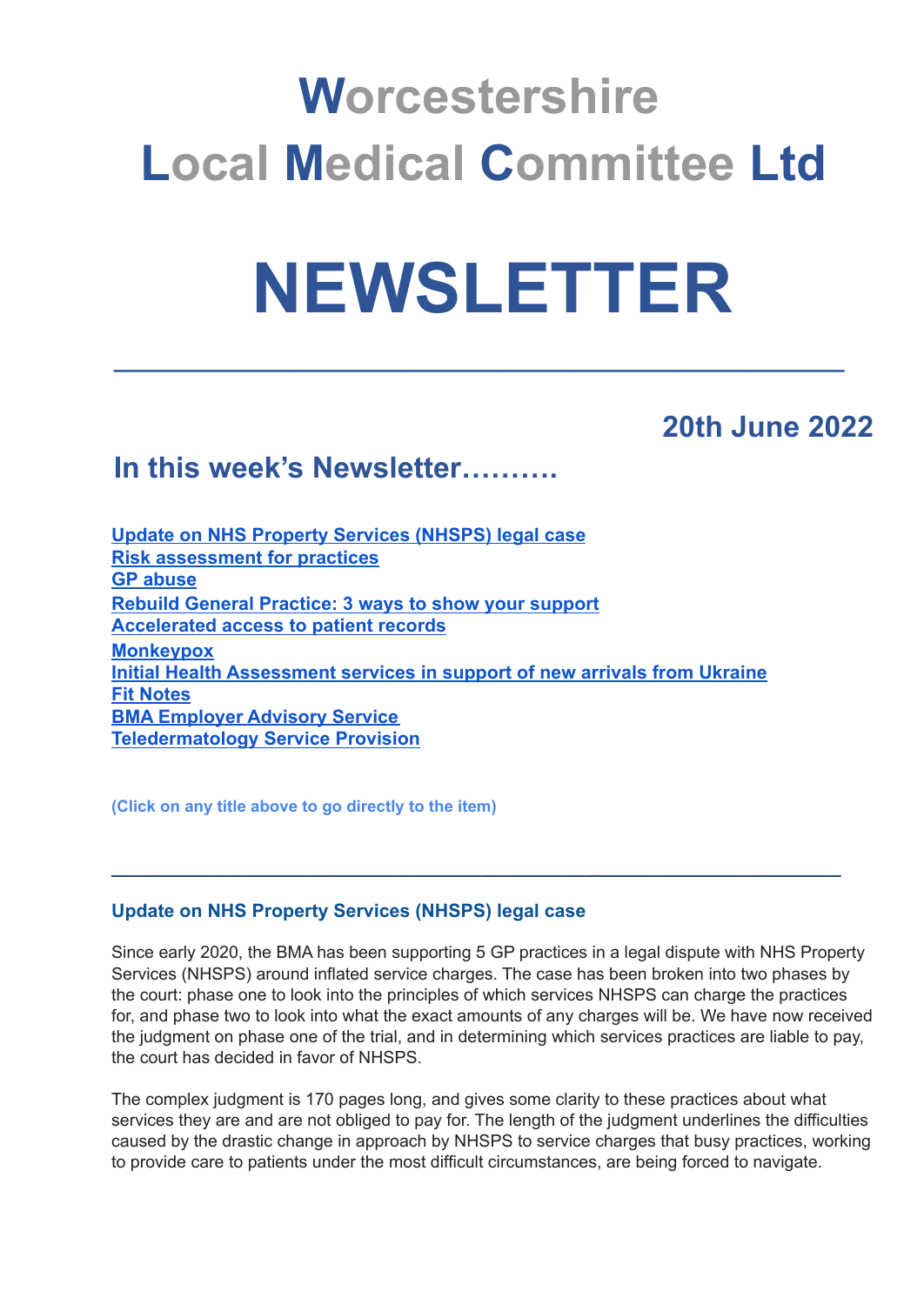# Worcestershire Local Medical Committee Ltd

# NEWSLETTER

---

**20th June 2022**

## In this week's Newsletter……….

**Update on NHS Property Services (NHSPS) legal case**
**Risk assessment for practices**
**GP abuse**
**Rebuild General Practice: 3 ways to show your support**
**Accelerated access to patient records**
**Monkeypox**
**Initial Health Assessment services in support of new arrivals from Ukraine**
**Fit Notes**
**BMA Employer Advisory Service**
**Teledermatology Service Provision**

**(Click on any title above to go directly to the item)**

---

### Update on NHS Property Services (NHSPS) legal case

Since early 2020, the BMA has been supporting 5 GP practices in a legal dispute with NHS Property Services (NHSPS) around inflated service charges. The case has been broken into two phases by the court: phase one to look into the principles of which services NHSPS can charge the practices for, and phase two to look into what the exact amounts of any charges will be. We have now received the judgment on phase one of the trial, and in determining which services practices are liable to pay, the court has decided in favor of NHSPS.

The complex judgment is 170 pages long, and gives some clarity to these practices about what services they are and are not obliged to pay for. The length of the judgment underlines the difficulties caused by the drastic change in approach by NHSPS to service charges that busy practices, working to provide care to patients under the most difficult circumstances, are being forced to navigate.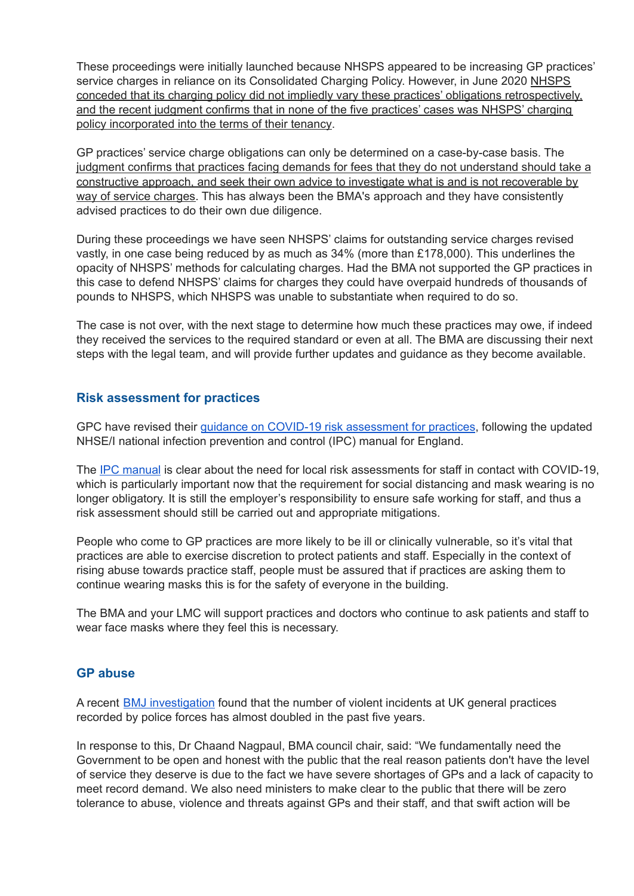These proceedings were initially launched because NHSPS appeared to be increasing GP practices' service charges in reliance on its Consolidated Charging Policy. However, in June 2020 NHSPS conceded that its charging policy did not impliedly vary these practices' obligations retrospectively, and the recent judgment confirms that in none of the five practices' cases was NHSPS' charging policy incorporated into the terms of their tenancy.

GP practices' service charge obligations can only be determined on a case-by-case basis. The judgment confirms that practices facing demands for fees that they do not understand should take a constructive approach, and seek their own advice to investigate what is and is not recoverable by way of service charges. This has always been the BMA's approach and they have consistently advised practices to do their own due diligence.

During these proceedings we have seen NHSPS' claims for outstanding service charges revised vastly, in one case being reduced by as much as 34% (more than £178,000). This underlines the opacity of NHSPS' methods for calculating charges. Had the BMA not supported the GP practices in this case to defend NHSPS' claims for charges they could have overpaid hundreds of thousands of pounds to NHSPS, which NHSPS was unable to substantiate when required to do so.

The case is not over, with the next stage to determine how much these practices may owe, if indeed they received the services to the required standard or even at all. The BMA are discussing their next steps with the legal team, and will provide further updates and guidance as they become available.

## Risk assessment for practices

GPC have revised their guidance on COVID-19 risk assessment for practices, following the updated NHSE/I national infection prevention and control (IPC) manual for England.

The IPC manual is clear about the need for local risk assessments for staff in contact with COVID-19, which is particularly important now that the requirement for social distancing and mask wearing is no longer obligatory. It is still the employer's responsibility to ensure safe working for staff, and thus a risk assessment should still be carried out and appropriate mitigations.

People who come to GP practices are more likely to be ill or clinically vulnerable, so it's vital that practices are able to exercise discretion to protect patients and staff. Especially in the context of rising abuse towards practice staff, people must be assured that if practices are asking them to continue wearing masks this is for the safety of everyone in the building.

The BMA and your LMC will support practices and doctors who continue to ask patients and staff to wear face masks where they feel this is necessary.

## GP abuse

A recent BMJ investigation found that the number of violent incidents at UK general practices recorded by police forces has almost doubled in the past five years.

In response to this, Dr Chaand Nagpaul, BMA council chair, said: "We fundamentally need the Government to be open and honest with the public that the real reason patients don't have the level of service they deserve is due to the fact we have severe shortages of GPs and a lack of capacity to meet record demand. We also need ministers to make clear to the public that there will be zero tolerance to abuse, violence and threats against GPs and their staff, and that swift action will be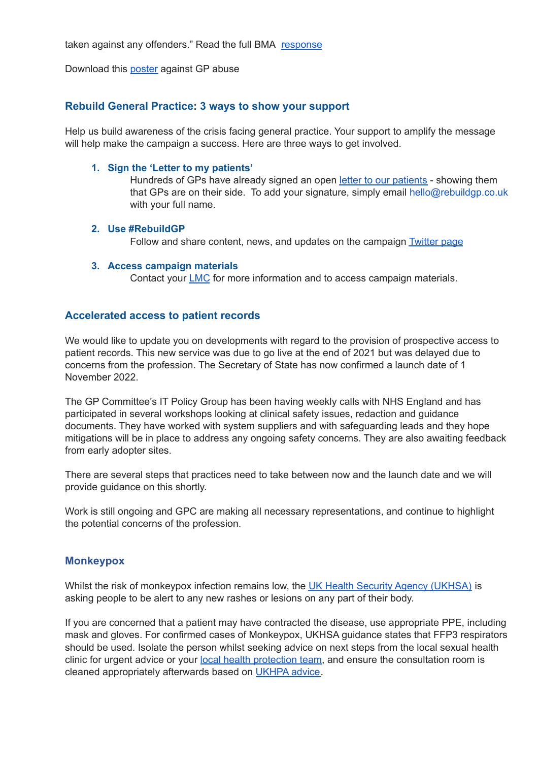taken against any offenders." Read the full BMA response

Download this poster against GP abuse

## Rebuild General Practice: 3 ways to show your support

Help us build awareness of the crisis facing general practice. Your support to amplify the message will help make the campaign a success. Here are three ways to get involved.

1. **Sign the 'Letter to my patients'**
   Hundreds of GPs have already signed an open letter to our patients - showing them that GPs are on their side. To add your signature, simply email hello@rebuildgp.co.uk with your full name.

2. **Use #RebuildGP**
   Follow and share content, news, and updates on the campaign Twitter page

3. **Access campaign materials**
   Contact your LMC for more information and to access campaign materials.

## Accelerated access to patient records

We would like to update you on developments with regard to the provision of prospective access to patient records. This new service was due to go live at the end of 2021 but was delayed due to concerns from the profession. The Secretary of State has now confirmed a launch date of 1 November 2022.

The GP Committee's IT Policy Group has been having weekly calls with NHS England and has participated in several workshops looking at clinical safety issues, redaction and guidance documents. They have worked with system suppliers and with safeguarding leads and they hope mitigations will be in place to address any ongoing safety concerns. They are also awaiting feedback from early adopter sites.

There are several steps that practices need to take between now and the launch date and we will provide guidance on this shortly.

Work is still ongoing and GPC are making all necessary representations, and continue to highlight the potential concerns of the profession.

## Monkeypox

Whilst the risk of monkeypox infection remains low, the UK Health Security Agency (UKHSA) is asking people to be alert to any new rashes or lesions on any part of their body.

If you are concerned that a patient may have contracted the disease, use appropriate PPE, including mask and gloves. For confirmed cases of Monkeypox, UKHSA guidance states that FFP3 respirators should be used. Isolate the person whilst seeking advice on next steps from the local sexual health clinic for urgent advice or your local health protection team, and ensure the consultation room is cleaned appropriately afterwards based on UKHPA advice.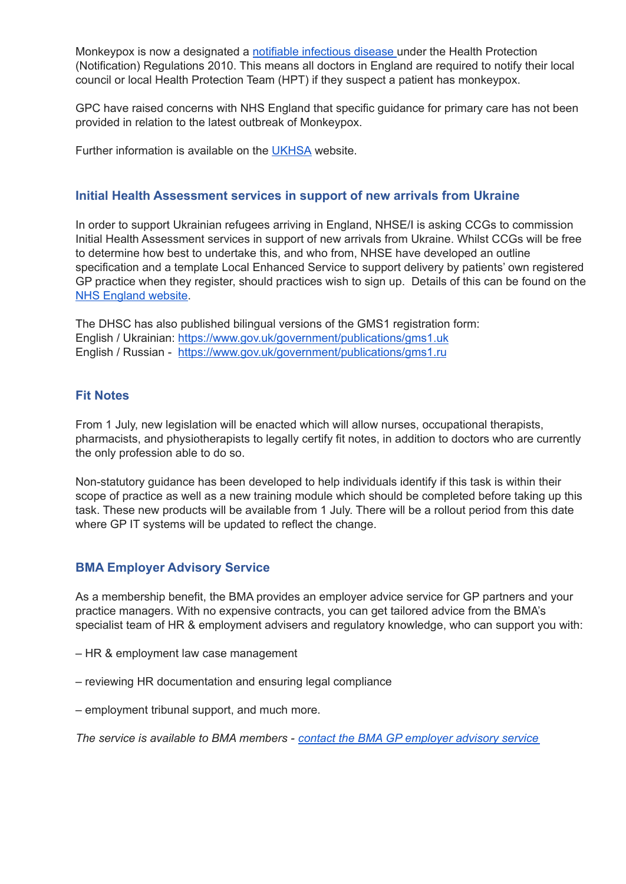Monkeypox is now a designated a notifiable infectious disease under the Health Protection (Notification) Regulations 2010. This means all doctors in England are required to notify their local council or local Health Protection Team (HPT) if they suspect a patient has monkeypox.

GPC have raised concerns with NHS England that specific guidance for primary care has not been provided in relation to the latest outbreak of Monkeypox.

Further information is available on the UKHSA website.

## Initial Health Assessment services in support of new arrivals from Ukraine

In order to support Ukrainian refugees arriving in England, NHSE/I is asking CCGs to commission Initial Health Assessment services in support of new arrivals from Ukraine. Whilst CCGs will be free to determine how best to undertake this, and who from, NHSE have developed an outline specification and a template Local Enhanced Service to support delivery by patients' own registered GP practice when they register, should practices wish to sign up. Details of this can be found on the NHS England website.

The DHSC has also published bilingual versions of the GMS1 registration form:
English / Ukrainian: https://www.gov.uk/government/publications/gms1.uk
English / Russian - https://www.gov.uk/government/publications/gms1.ru

## Fit Notes

From 1 July, new legislation will be enacted which will allow nurses, occupational therapists, pharmacists, and physiotherapists to legally certify fit notes, in addition to doctors who are currently the only profession able to do so.

Non-statutory guidance has been developed to help individuals identify if this task is within their scope of practice as well as a new training module which should be completed before taking up this task. These new products will be available from 1 July. There will be a rollout period from this date where GP IT systems will be updated to reflect the change.

## BMA Employer Advisory Service

As a membership benefit, the BMA provides an employer advice service for GP partners and your practice managers. With no expensive contracts, you can get tailored advice from the BMA's specialist team of HR & employment advisers and regulatory knowledge, who can support you with:

– HR & employment law case management

– reviewing HR documentation and ensuring legal compliance

– employment tribunal support, and much more.

*The service is available to BMA members - contact the BMA GP employer advisory service*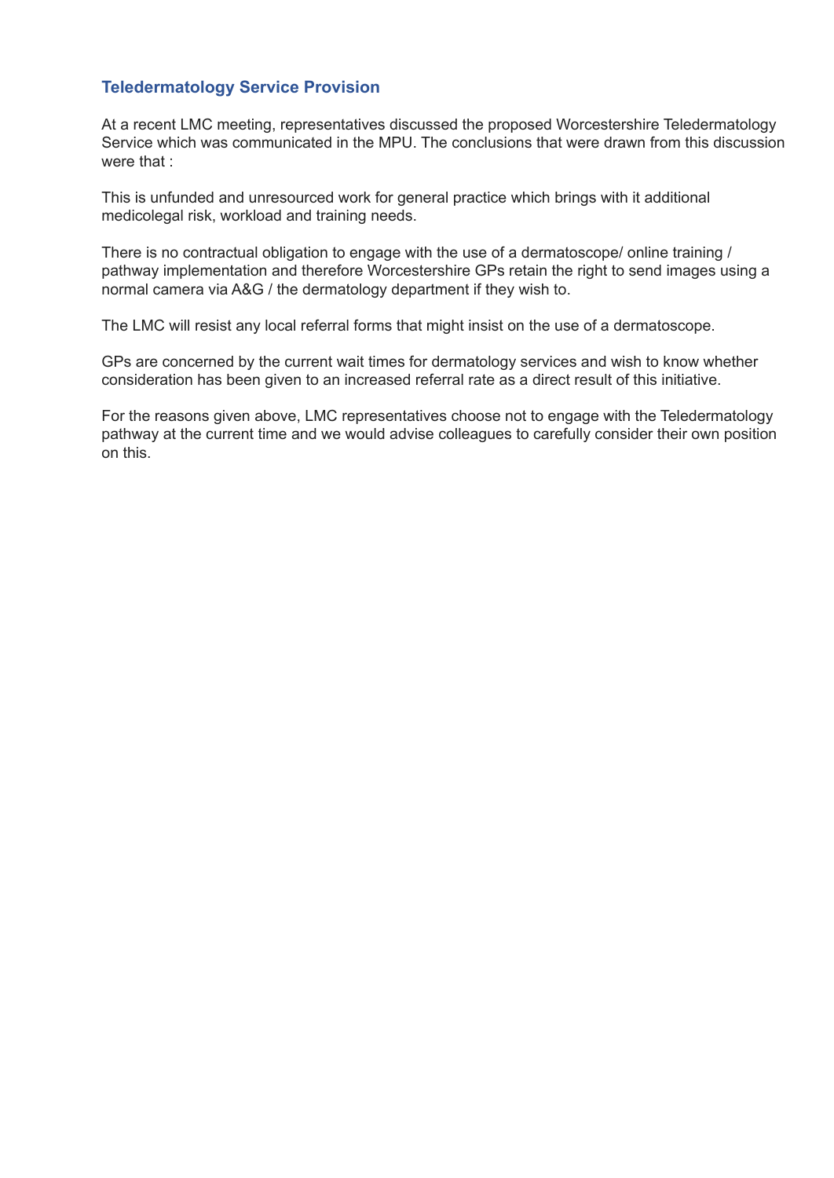## Teledermatology Service Provision

At a recent LMC meeting, representatives discussed the proposed Worcestershire Teledermatology Service which was communicated in the MPU. The conclusions that were drawn from this discussion were that :

This is unfunded and unresourced work for general practice which brings with it additional medicolegal risk, workload and training needs.

There is no contractual obligation to engage with the use of a dermatoscope/ online training / pathway implementation and therefore Worcestershire GPs retain the right to send images using a normal camera via A&G / the dermatology department if they wish to.

The LMC will resist any local referral forms that might insist on the use of a dermatoscope.

GPs are concerned by the current wait times for dermatology services and wish to know whether consideration has been given to an increased referral rate as a direct result of this initiative.

For the reasons given above, LMC representatives choose not to engage with the Teledermatology pathway at the current time and we would advise colleagues to carefully consider their own position on this.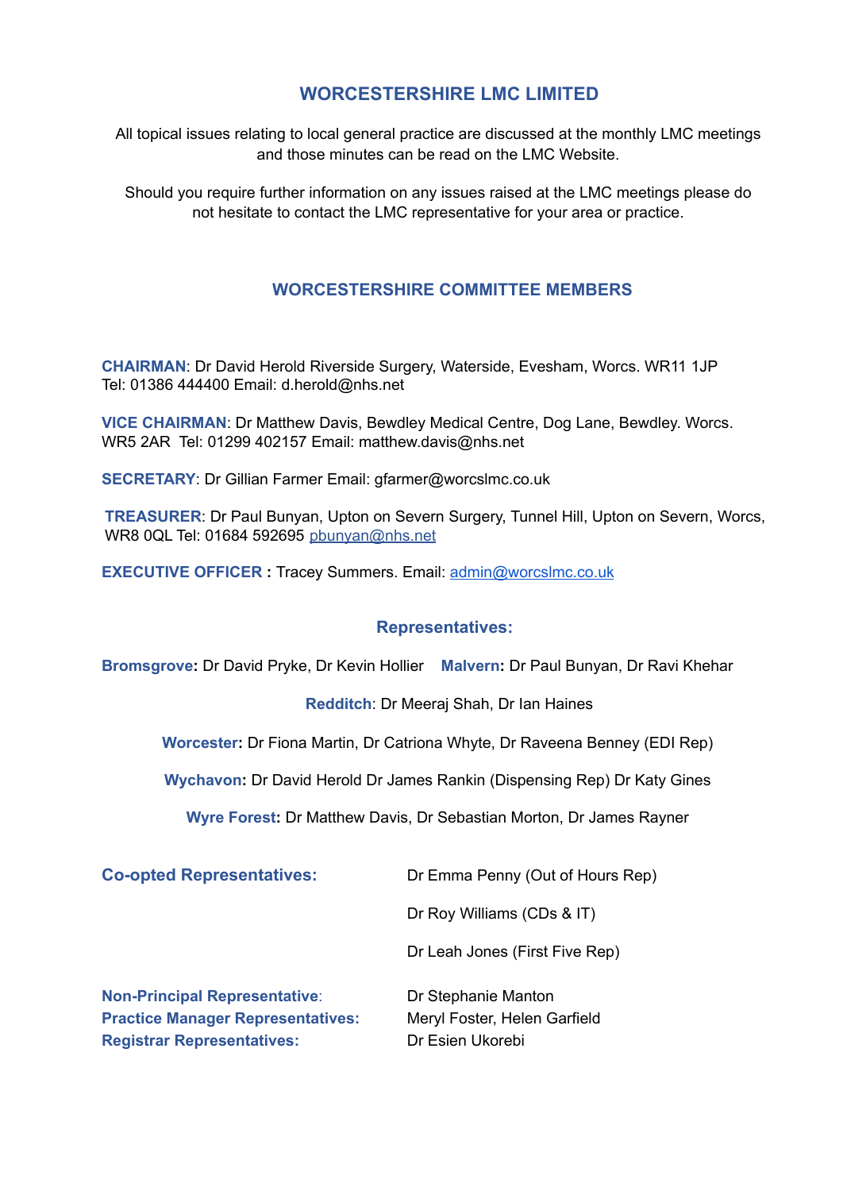## WORCESTERSHIRE LMC LIMITED

All topical issues relating to local general practice are discussed at the monthly LMC meetings and those minutes can be read on the LMC Website.

Should you require further information on any issues raised at the LMC meetings please do not hesitate to contact the LMC representative for your area or practice.

## WORCESTERSHIRE COMMITTEE MEMBERS

**CHAIRMAN**: Dr David Herold Riverside Surgery, Waterside, Evesham, Worcs. WR11 1JP Tel: 01386 444400 Email: d.herold@nhs.net

**VICE CHAIRMAN**: Dr Matthew Davis, Bewdley Medical Centre, Dog Lane, Bewdley. Worcs. WR5 2AR Tel: 01299 402157 Email: matthew.davis@nhs.net

**SECRETARY**: Dr Gillian Farmer Email: gfarmer@worcslmc.co.uk

**TREASURER**: Dr Paul Bunyan, Upton on Severn Surgery, Tunnel Hill, Upton on Severn, Worcs, WR8 0QL Tel: 01684 592695 pbunyan@nhs.net

**EXECUTIVE OFFICER :** Tracey Summers. Email: admin@worcslmc.co.uk

### Representatives:

**Bromsgrove:** Dr David Pryke, Dr Kevin Hollier

**Malvern:** Dr Paul Bunyan, Dr Ravi Khehar

**Redditch**: Dr Meeraj Shah, Dr Ian Haines

**Worcester:** Dr Fiona Martin, Dr Catriona Whyte, Dr Raveena Benney (EDI Rep)

**Wychavon:** Dr David Herold Dr James Rankin (Dispensing Rep) Dr Katy Gines

**Wyre Forest:** Dr Matthew Davis, Dr Sebastian Morton, Dr James Rayner

**Co-opted Representatives:**

Dr Emma Penny (Out of Hours Rep)

Dr Roy Williams (CDs & IT)

Dr Leah Jones (First Five Rep)

**Non-Principal Representative**: Dr Stephanie Manton

**Practice Manager Representatives:** Meryl Foster, Helen Garfield

**Registrar Representatives:** Dr Esien Ukorebi